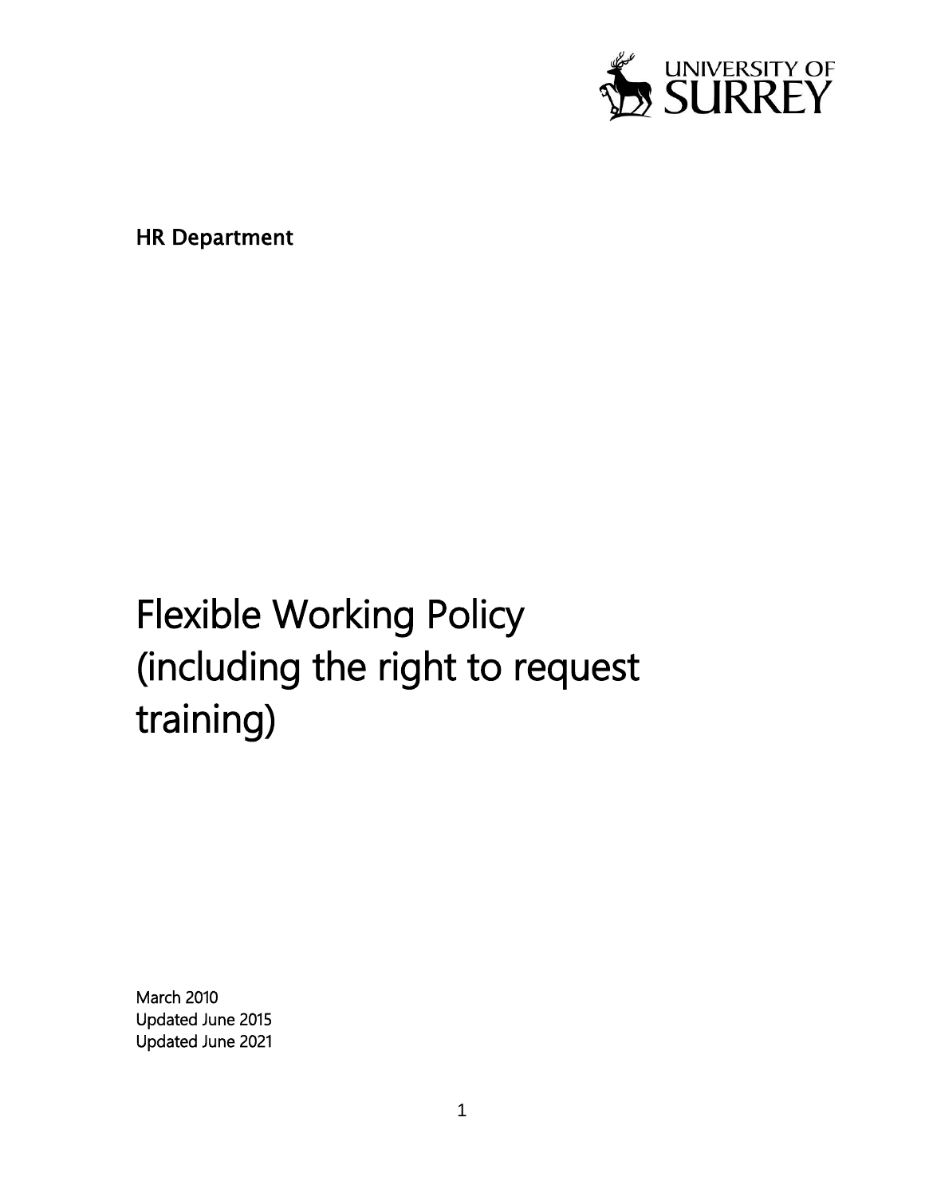UNIVERSITY OF SURREY

**HR Department**

# Flexible Working Policy (including the right to request training)

March 2010
Updated June 2015
Updated June 2021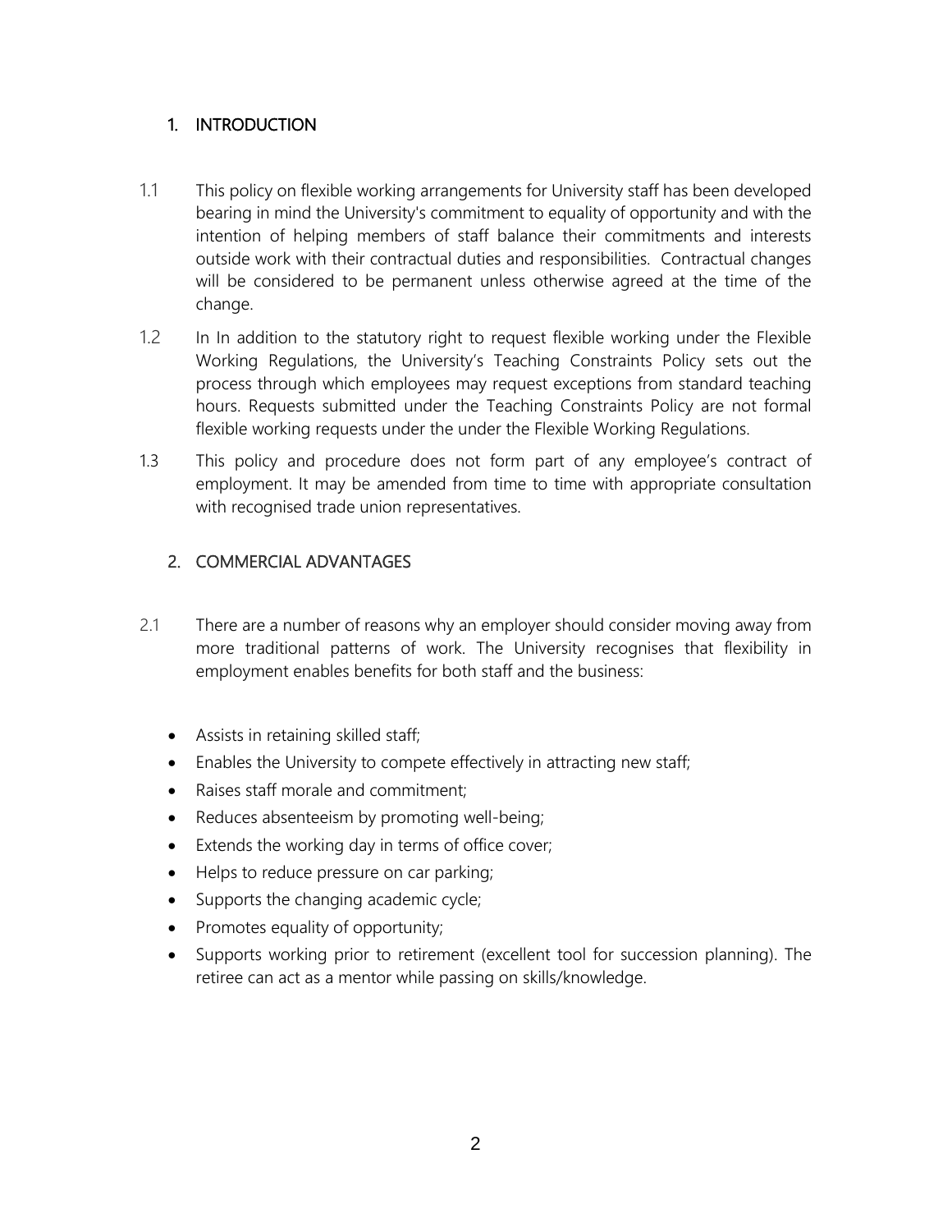## 1. INTRODUCTION

1.1 This policy on flexible working arrangements for University staff has been developed bearing in mind the University's commitment to equality of opportunity and with the intention of helping members of staff balance their commitments and interests outside work with their contractual duties and responsibilities. Contractual changes will be considered to be permanent unless otherwise agreed at the time of the change.

1.2 In In addition to the statutory right to request flexible working under the Flexible Working Regulations, the University's Teaching Constraints Policy sets out the process through which employees may request exceptions from standard teaching hours. Requests submitted under the Teaching Constraints Policy are not formal flexible working requests under the under the Flexible Working Regulations.

1.3 This policy and procedure does not form part of any employee's contract of employment. It may be amended from time to time with appropriate consultation with recognised trade union representatives.

## 2. COMMERCIAL ADVANTAGES

2.1 There are a number of reasons why an employer should consider moving away from more traditional patterns of work. The University recognises that flexibility in employment enables benefits for both staff and the business:

- Assists in retaining skilled staff;
- Enables the University to compete effectively in attracting new staff;
- Raises staff morale and commitment;
- Reduces absenteeism by promoting well-being;
- Extends the working day in terms of office cover;
- Helps to reduce pressure on car parking;
- Supports the changing academic cycle;
- Promotes equality of opportunity;
- Supports working prior to retirement (excellent tool for succession planning). The retiree can act as a mentor while passing on skills/knowledge.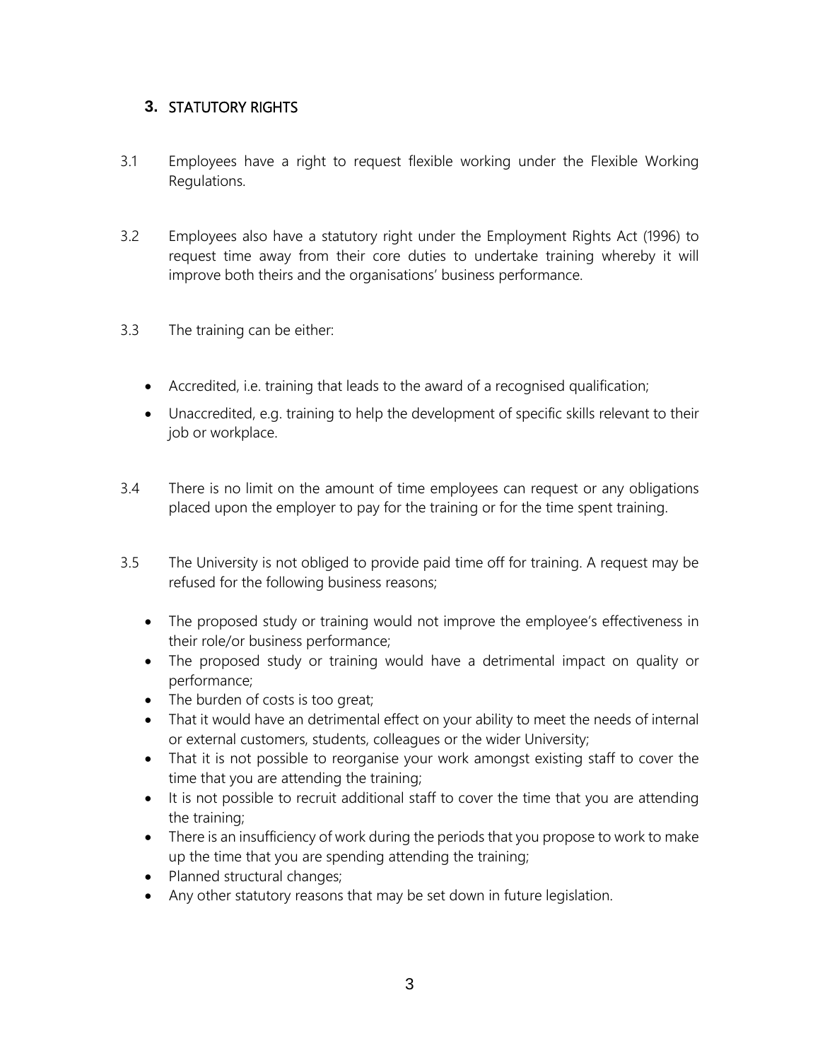## 3. STATUTORY RIGHTS

3.1 Employees have a right to request flexible working under the Flexible Working Regulations.

3.2 Employees also have a statutory right under the Employment Rights Act (1996) to request time away from their core duties to undertake training whereby it will improve both theirs and the organisations' business performance.

3.3 The training can be either:

- Accredited, i.e. training that leads to the award of a recognised qualification;
- Unaccredited, e.g. training to help the development of specific skills relevant to their job or workplace.

3.4 There is no limit on the amount of time employees can request or any obligations placed upon the employer to pay for the training or for the time spent training.

3.5 The University is not obliged to provide paid time off for training. A request may be refused for the following business reasons;

- The proposed study or training would not improve the employee's effectiveness in their role/or business performance;
- The proposed study or training would have a detrimental impact on quality or performance;
- The burden of costs is too great;
- That it would have an detrimental effect on your ability to meet the needs of internal or external customers, students, colleagues or the wider University;
- That it is not possible to reorganise your work amongst existing staff to cover the time that you are attending the training;
- It is not possible to recruit additional staff to cover the time that you are attending the training;
- There is an insufficiency of work during the periods that you propose to work to make up the time that you are spending attending the training;
- Planned structural changes;
- Any other statutory reasons that may be set down in future legislation.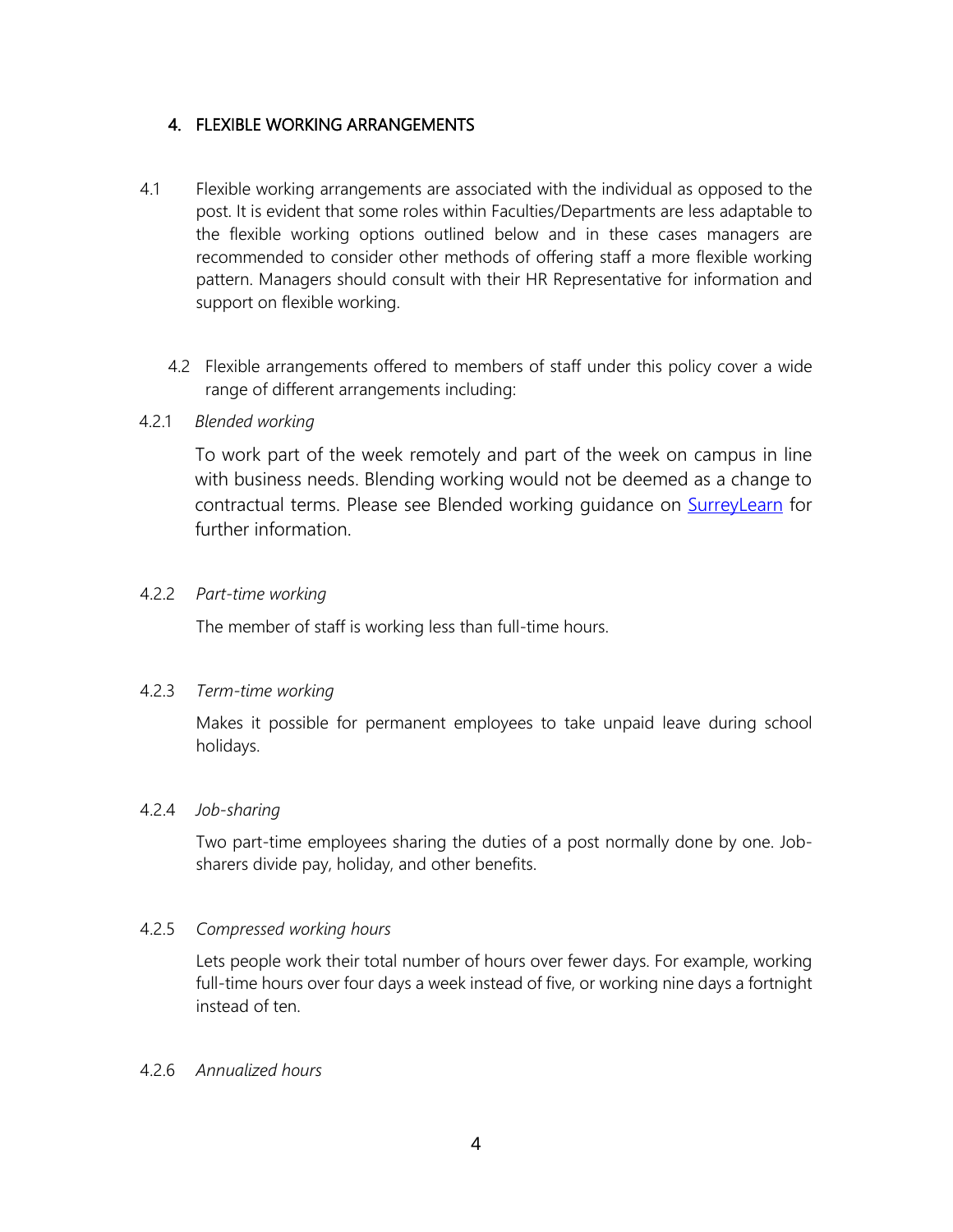## 4. FLEXIBLE WORKING ARRANGEMENTS

4.1 Flexible working arrangements are associated with the individual as opposed to the post. It is evident that some roles within Faculties/Departments are less adaptable to the flexible working options outlined below and in these cases managers are recommended to consider other methods of offering staff a more flexible working pattern. Managers should consult with their HR Representative for information and support on flexible working.

4.2 Flexible arrangements offered to members of staff under this policy cover a wide range of different arrangements including:

4.2.1 *Blended working*

To work part of the week remotely and part of the week on campus in line with business needs. Blending working would not be deemed as a change to contractual terms. Please see Blended working guidance on SurreyLearn for further information.

4.2.2 *Part-time working*

The member of staff is working less than full-time hours.

4.2.3 *Term-time working*

Makes it possible for permanent employees to take unpaid leave during school holidays.

4.2.4 *Job-sharing*

Two part-time employees sharing the duties of a post normally done by one. Job-sharers divide pay, holiday, and other benefits.

4.2.5 *Compressed working hours*

Lets people work their total number of hours over fewer days. For example, working full-time hours over four days a week instead of five, or working nine days a fortnight instead of ten.

4.2.6 *Annualized hours*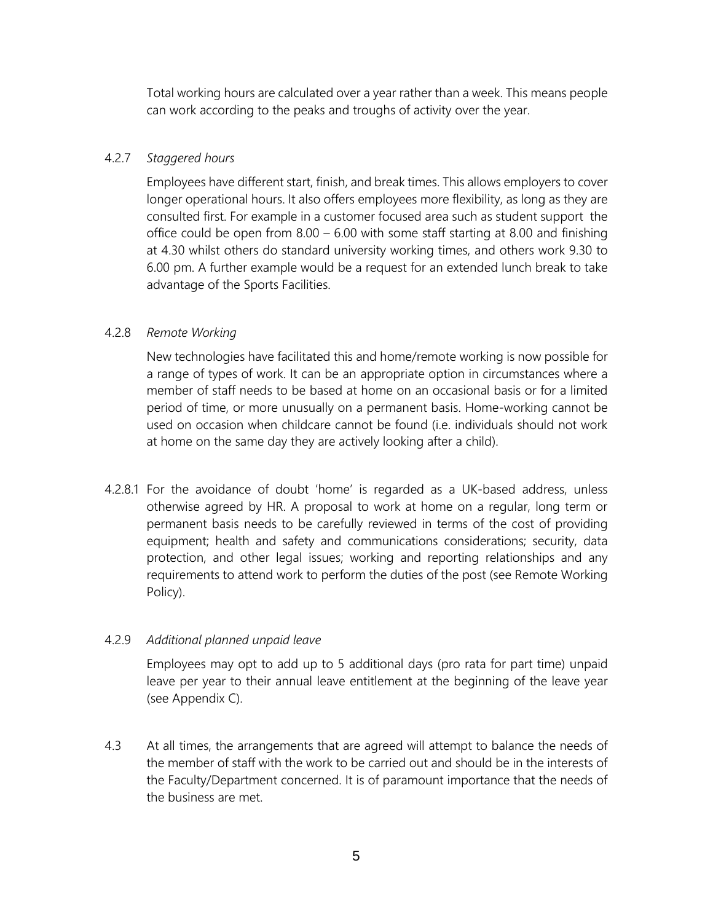Total working hours are calculated over a year rather than a week. This means people can work according to the peaks and troughs of activity over the year.

4.2.7 *Staggered hours*

Employees have different start, finish, and break times. This allows employers to cover longer operational hours. It also offers employees more flexibility, as long as they are consulted first. For example in a customer focused area such as student support the office could be open from 8.00 – 6.00 with some staff starting at 8.00 and finishing at 4.30 whilst others do standard university working times, and others work 9.30 to 6.00 pm. A further example would be a request for an extended lunch break to take advantage of the Sports Facilities.

4.2.8 *Remote Working*

New technologies have facilitated this and home/remote working is now possible for a range of types of work. It can be an appropriate option in circumstances where a member of staff needs to be based at home on an occasional basis or for a limited period of time, or more unusually on a permanent basis. Home-working cannot be used on occasion when childcare cannot be found (i.e. individuals should not work at home on the same day they are actively looking after a child).

4.2.8.1 For the avoidance of doubt 'home' is regarded as a UK-based address, unless otherwise agreed by HR. A proposal to work at home on a regular, long term or permanent basis needs to be carefully reviewed in terms of the cost of providing equipment; health and safety and communications considerations; security, data protection, and other legal issues; working and reporting relationships and any requirements to attend work to perform the duties of the post (see Remote Working Policy).

4.2.9 *Additional planned unpaid leave*

Employees may opt to add up to 5 additional days (pro rata for part time) unpaid leave per year to their annual leave entitlement at the beginning of the leave year (see Appendix C).

4.3 At all times, the arrangements that are agreed will attempt to balance the needs of the member of staff with the work to be carried out and should be in the interests of the Faculty/Department concerned. It is of paramount importance that the needs of the business are met.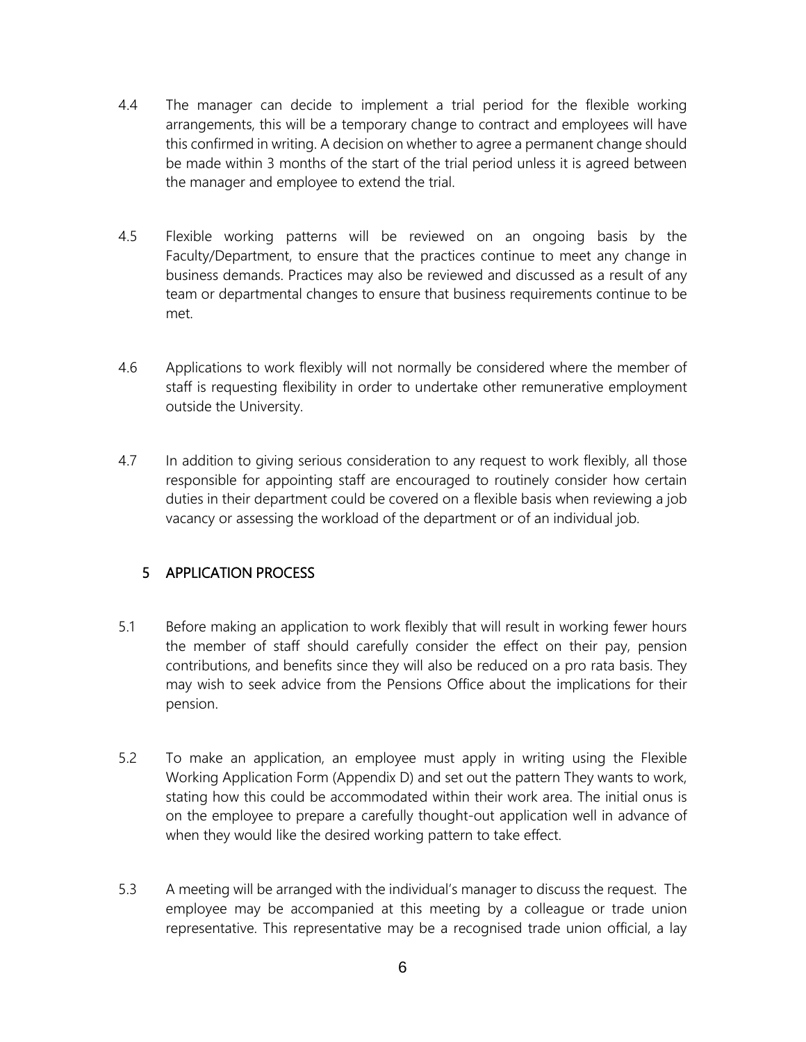4.4 The manager can decide to implement a trial period for the flexible working arrangements, this will be a temporary change to contract and employees will have this confirmed in writing. A decision on whether to agree a permanent change should be made within 3 months of the start of the trial period unless it is agreed between the manager and employee to extend the trial.

4.5 Flexible working patterns will be reviewed on an ongoing basis by the Faculty/Department, to ensure that the practices continue to meet any change in business demands. Practices may also be reviewed and discussed as a result of any team or departmental changes to ensure that business requirements continue to be met.

4.6 Applications to work flexibly will not normally be considered where the member of staff is requesting flexibility in order to undertake other remunerative employment outside the University.

4.7 In addition to giving serious consideration to any request to work flexibly, all those responsible for appointing staff are encouraged to routinely consider how certain duties in their department could be covered on a flexible basis when reviewing a job vacancy or assessing the workload of the department or of an individual job.

## 5 APPLICATION PROCESS

5.1 Before making an application to work flexibly that will result in working fewer hours the member of staff should carefully consider the effect on their pay, pension contributions, and benefits since they will also be reduced on a pro rata basis. They may wish to seek advice from the Pensions Office about the implications for their pension.

5.2 To make an application, an employee must apply in writing using the Flexible Working Application Form (Appendix D) and set out the pattern They wants to work, stating how this could be accommodated within their work area. The initial onus is on the employee to prepare a carefully thought-out application well in advance of when they would like the desired working pattern to take effect.

5.3 A meeting will be arranged with the individual's manager to discuss the request. The employee may be accompanied at this meeting by a colleague or trade union representative. This representative may be a recognised trade union official, a lay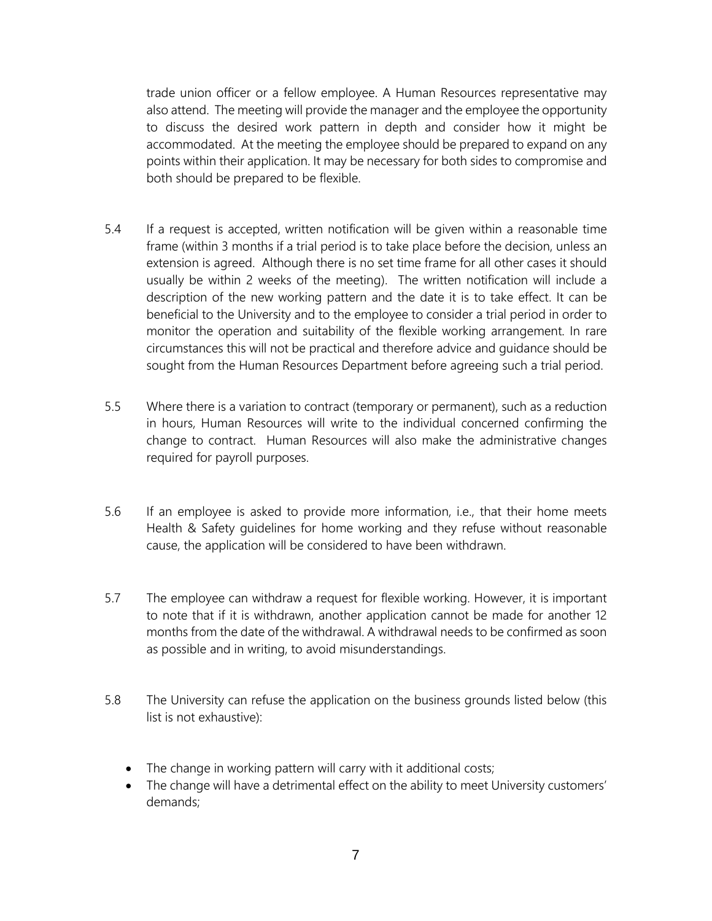trade union officer or a fellow employee. A Human Resources representative may also attend. The meeting will provide the manager and the employee the opportunity to discuss the desired work pattern in depth and consider how it might be accommodated. At the meeting the employee should be prepared to expand on any points within their application. It may be necessary for both sides to compromise and both should be prepared to be flexible.

5.4 If a request is accepted, written notification will be given within a reasonable time frame (within 3 months if a trial period is to take place before the decision, unless an extension is agreed. Although there is no set time frame for all other cases it should usually be within 2 weeks of the meeting). The written notification will include a description of the new working pattern and the date it is to take effect. It can be beneficial to the University and to the employee to consider a trial period in order to monitor the operation and suitability of the flexible working arrangement. In rare circumstances this will not be practical and therefore advice and guidance should be sought from the Human Resources Department before agreeing such a trial period.

5.5 Where there is a variation to contract (temporary or permanent), such as a reduction in hours, Human Resources will write to the individual concerned confirming the change to contract. Human Resources will also make the administrative changes required for payroll purposes.

5.6 If an employee is asked to provide more information, i.e., that their home meets Health & Safety guidelines for home working and they refuse without reasonable cause, the application will be considered to have been withdrawn.

5.7 The employee can withdraw a request for flexible working. However, it is important to note that if it is withdrawn, another application cannot be made for another 12 months from the date of the withdrawal. A withdrawal needs to be confirmed as soon as possible and in writing, to avoid misunderstandings.

5.8 The University can refuse the application on the business grounds listed below (this list is not exhaustive):

- The change in working pattern will carry with it additional costs;
- The change will have a detrimental effect on the ability to meet University customers' demands;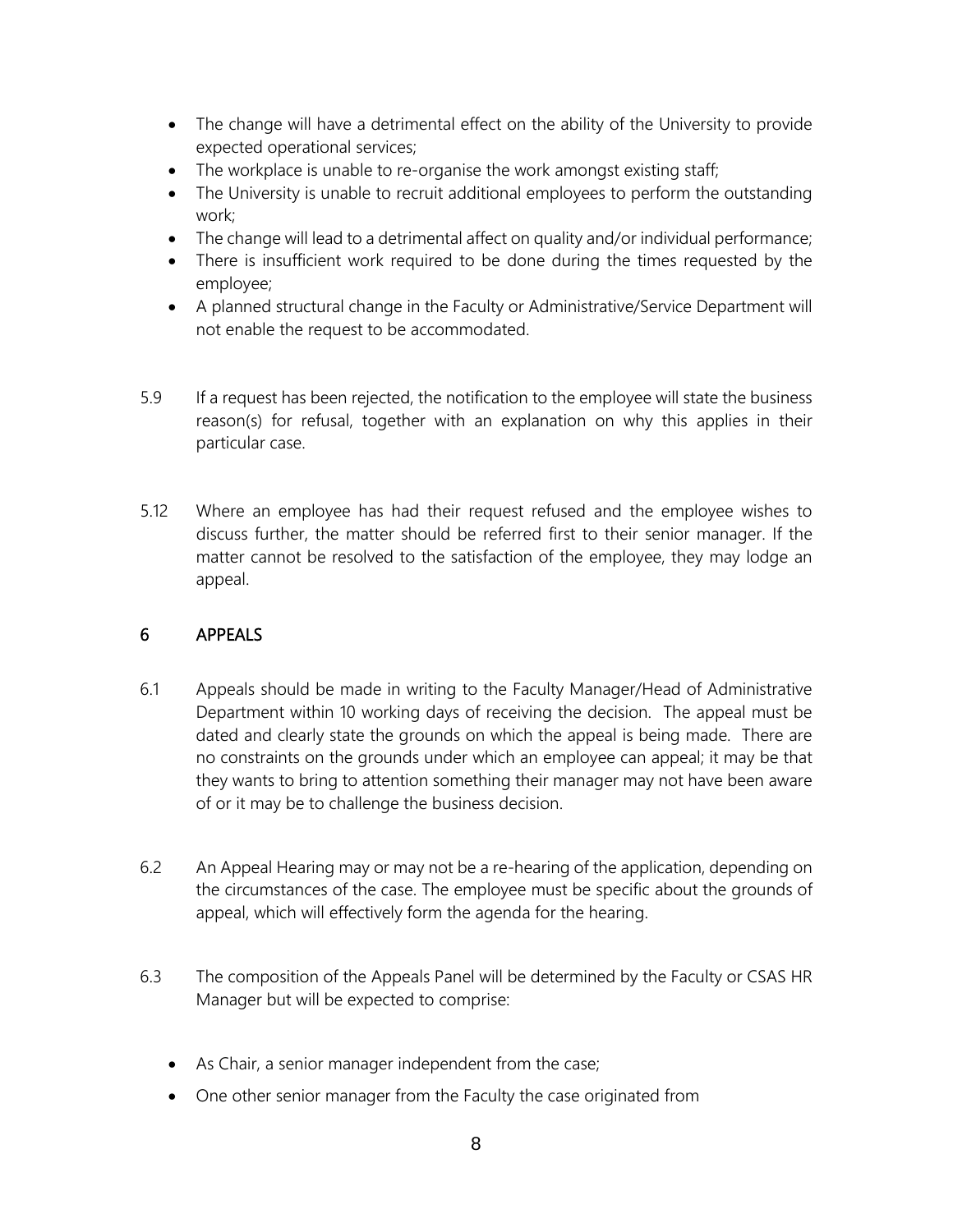- The change will have a detrimental effect on the ability of the University to provide expected operational services;
- The workplace is unable to re-organise the work amongst existing staff;
- The University is unable to recruit additional employees to perform the outstanding work;
- The change will lead to a detrimental affect on quality and/or individual performance;
- There is insufficient work required to be done during the times requested by the employee;
- A planned structural change in the Faculty or Administrative/Service Department will not enable the request to be accommodated.

5.9 If a request has been rejected, the notification to the employee will state the business reason(s) for refusal, together with an explanation on why this applies in their particular case.

5.12 Where an employee has had their request refused and the employee wishes to discuss further, the matter should be referred first to their senior manager. If the matter cannot be resolved to the satisfaction of the employee, they may lodge an appeal.

## 6 APPEALS

6.1 Appeals should be made in writing to the Faculty Manager/Head of Administrative Department within 10 working days of receiving the decision. The appeal must be dated and clearly state the grounds on which the appeal is being made. There are no constraints on the grounds under which an employee can appeal; it may be that they wants to bring to attention something their manager may not have been aware of or it may be to challenge the business decision.

6.2 An Appeal Hearing may or may not be a re-hearing of the application, depending on the circumstances of the case. The employee must be specific about the grounds of appeal, which will effectively form the agenda for the hearing.

6.3 The composition of the Appeals Panel will be determined by the Faculty or CSAS HR Manager but will be expected to comprise:

- As Chair, a senior manager independent from the case;
- One other senior manager from the Faculty the case originated from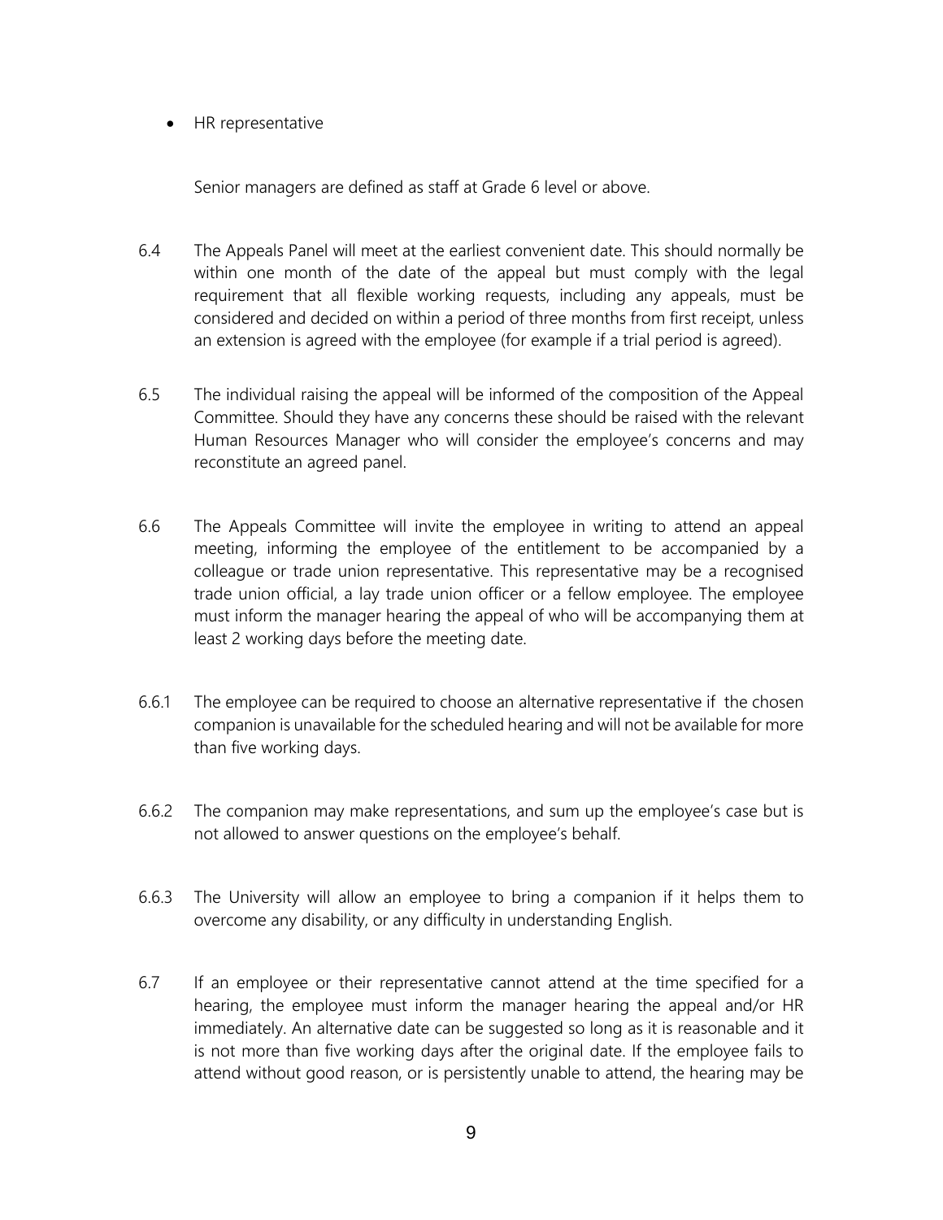- HR representative

Senior managers are defined as staff at Grade 6 level or above.

6.4 The Appeals Panel will meet at the earliest convenient date. This should normally be within one month of the date of the appeal but must comply with the legal requirement that all flexible working requests, including any appeals, must be considered and decided on within a period of three months from first receipt, unless an extension is agreed with the employee (for example if a trial period is agreed).

6.5 The individual raising the appeal will be informed of the composition of the Appeal Committee. Should they have any concerns these should be raised with the relevant Human Resources Manager who will consider the employee's concerns and may reconstitute an agreed panel.

6.6 The Appeals Committee will invite the employee in writing to attend an appeal meeting, informing the employee of the entitlement to be accompanied by a colleague or trade union representative. This representative may be a recognised trade union official, a lay trade union officer or a fellow employee. The employee must inform the manager hearing the appeal of who will be accompanying them at least 2 working days before the meeting date.

6.6.1 The employee can be required to choose an alternative representative if the chosen companion is unavailable for the scheduled hearing and will not be available for more than five working days.

6.6.2 The companion may make representations, and sum up the employee's case but is not allowed to answer questions on the employee's behalf.

6.6.3 The University will allow an employee to bring a companion if it helps them to overcome any disability, or any difficulty in understanding English.

6.7 If an employee or their representative cannot attend at the time specified for a hearing, the employee must inform the manager hearing the appeal and/or HR immediately. An alternative date can be suggested so long as it is reasonable and it is not more than five working days after the original date. If the employee fails to attend without good reason, or is persistently unable to attend, the hearing may be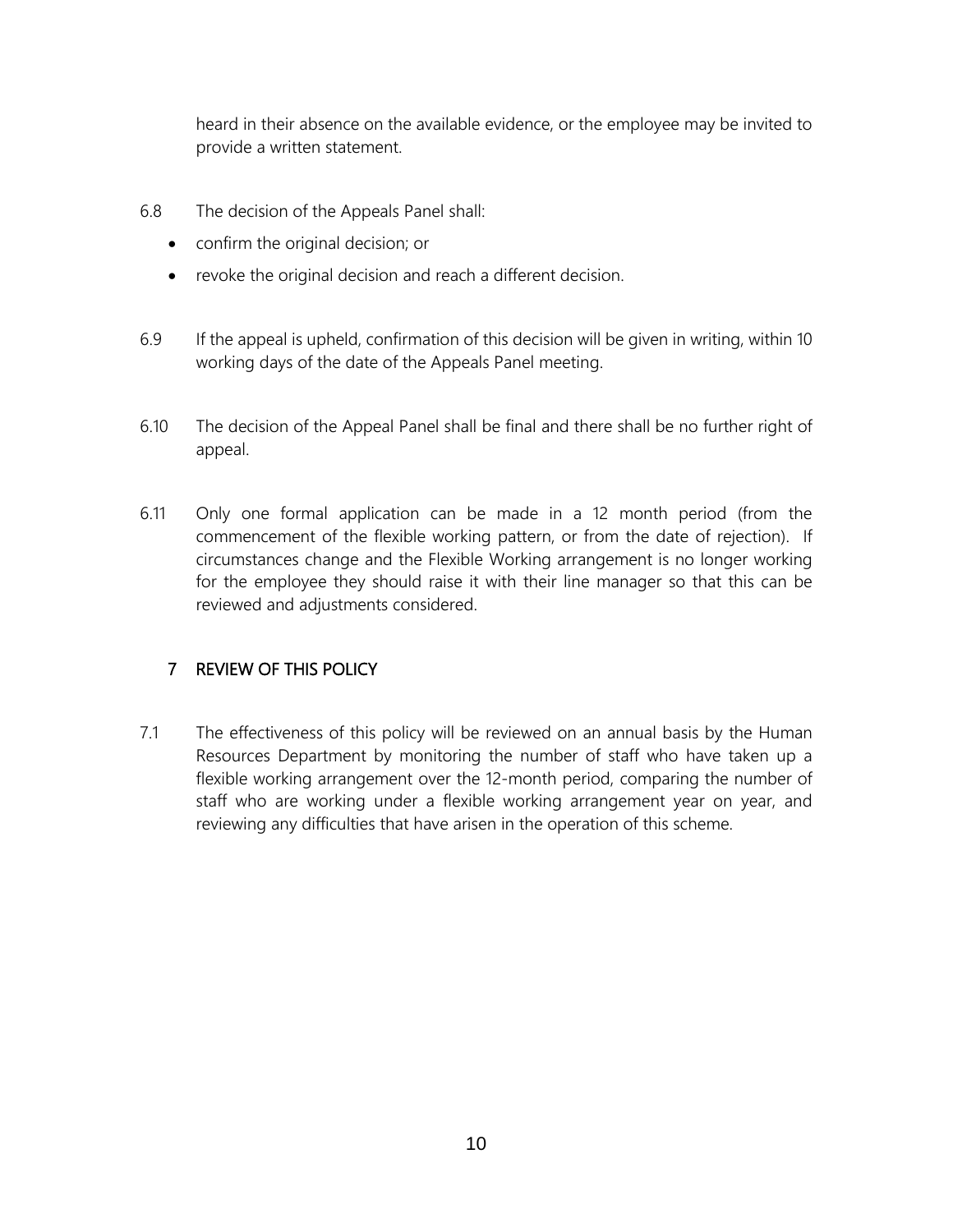heard in their absence on the available evidence, or the employee may be invited to provide a written statement.

6.8 The decision of the Appeals Panel shall:

- confirm the original decision; or
- revoke the original decision and reach a different decision.

6.9 If the appeal is upheld, confirmation of this decision will be given in writing, within 10 working days of the date of the Appeals Panel meeting.

6.10 The decision of the Appeal Panel shall be final and there shall be no further right of appeal.

6.11 Only one formal application can be made in a 12 month period (from the commencement of the flexible working pattern, or from the date of rejection). If circumstances change and the Flexible Working arrangement is no longer working for the employee they should raise it with their line manager so that this can be reviewed and adjustments considered.

## 7 REVIEW OF THIS POLICY

7.1 The effectiveness of this policy will be reviewed on an annual basis by the Human Resources Department by monitoring the number of staff who have taken up a flexible working arrangement over the 12-month period, comparing the number of staff who are working under a flexible working arrangement year on year, and reviewing any difficulties that have arisen in the operation of this scheme.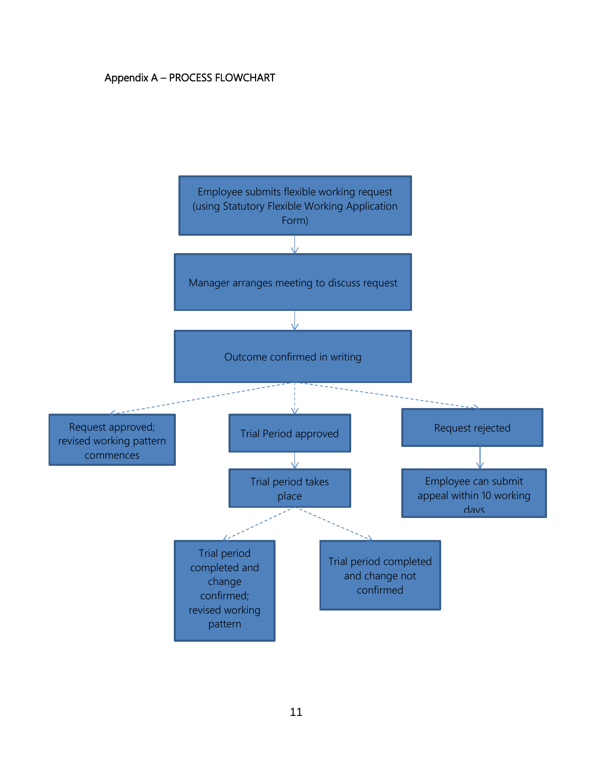Appendix A – PROCESS FLOWCHART

Employee submits flexible working request (using Statutory Flexible Working Application Form)

Manager arranges meeting to discuss request

Outcome confirmed in writing

Request approved; revised working pattern commences

Trial Period approved

Request rejected

Trial period takes place

Employee can submit appeal within 10 working days

Trial period completed and change confirmed; revised working pattern

Trial period completed and change not confirmed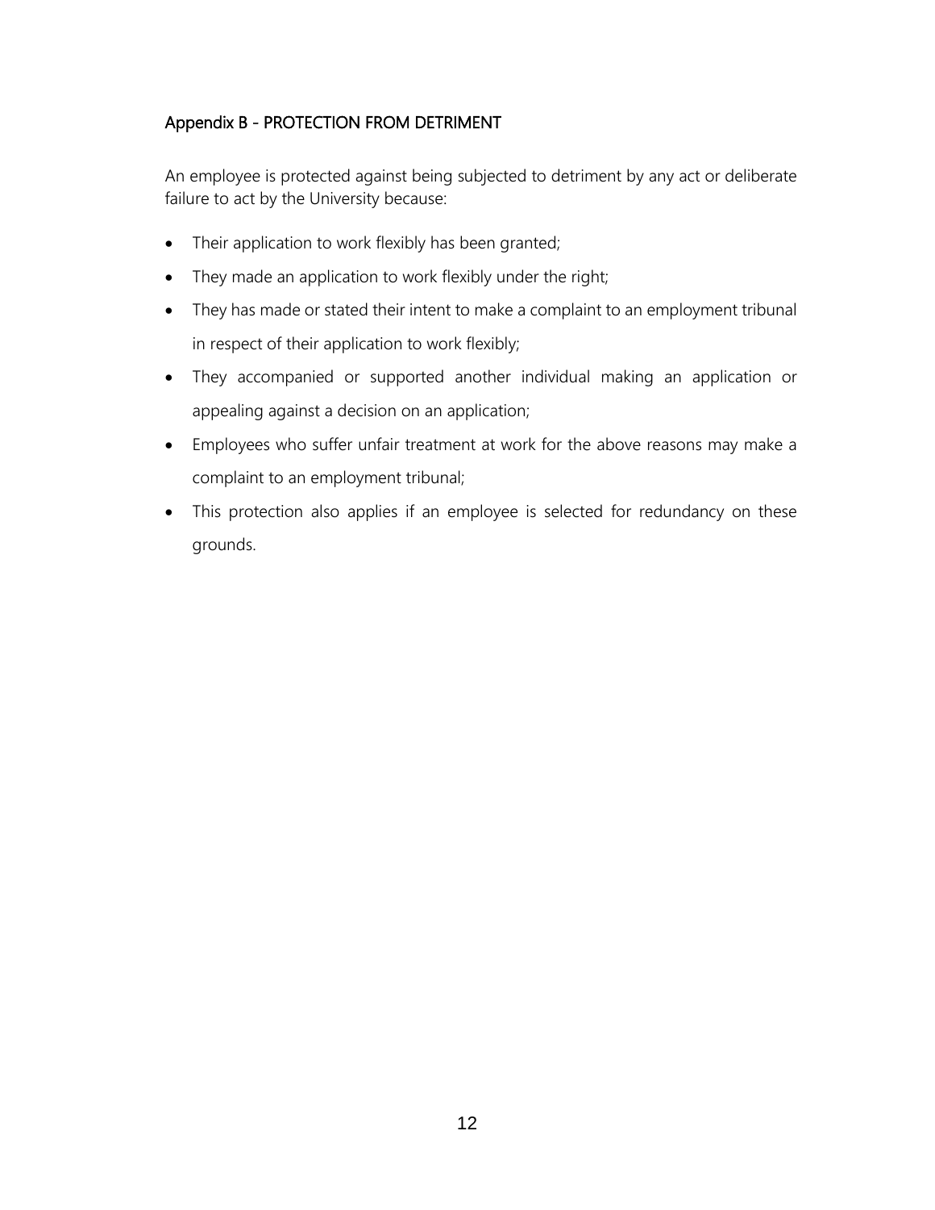## Appendix B - PROTECTION FROM DETRIMENT

An employee is protected against being subjected to detriment by any act or deliberate failure to act by the University because:

- Their application to work flexibly has been granted;
- They made an application to work flexibly under the right;
- They has made or stated their intent to make a complaint to an employment tribunal in respect of their application to work flexibly;
- They accompanied or supported another individual making an application or appealing against a decision on an application;
- Employees who suffer unfair treatment at work for the above reasons may make a complaint to an employment tribunal;
- This protection also applies if an employee is selected for redundancy on these grounds.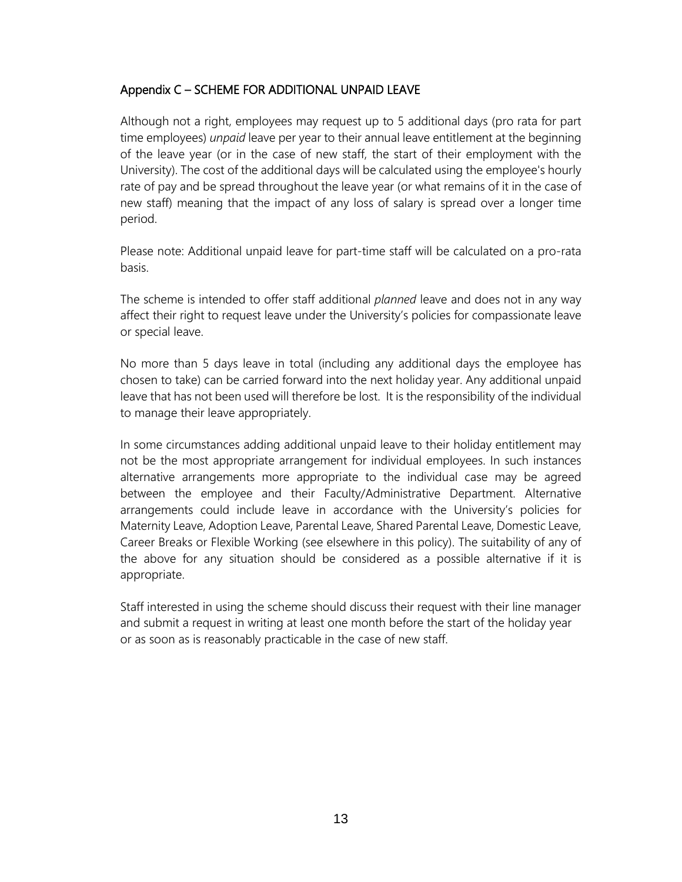## Appendix C – SCHEME FOR ADDITIONAL UNPAID LEAVE

Although not a right, employees may request up to 5 additional days (pro rata for part time employees) *unpaid* leave per year to their annual leave entitlement at the beginning of the leave year (or in the case of new staff, the start of their employment with the University). The cost of the additional days will be calculated using the employee's hourly rate of pay and be spread throughout the leave year (or what remains of it in the case of new staff) meaning that the impact of any loss of salary is spread over a longer time period.

Please note: Additional unpaid leave for part-time staff will be calculated on a pro-rata basis.

The scheme is intended to offer staff additional *planned* leave and does not in any way affect their right to request leave under the University's policies for compassionate leave or special leave.

No more than 5 days leave in total (including any additional days the employee has chosen to take) can be carried forward into the next holiday year. Any additional unpaid leave that has not been used will therefore be lost. It is the responsibility of the individual to manage their leave appropriately.

In some circumstances adding additional unpaid leave to their holiday entitlement may not be the most appropriate arrangement for individual employees. In such instances alternative arrangements more appropriate to the individual case may be agreed between the employee and their Faculty/Administrative Department. Alternative arrangements could include leave in accordance with the University's policies for Maternity Leave, Adoption Leave, Parental Leave, Shared Parental Leave, Domestic Leave, Career Breaks or Flexible Working (see elsewhere in this policy). The suitability of any of the above for any situation should be considered as a possible alternative if it is appropriate.

Staff interested in using the scheme should discuss their request with their line manager and submit a request in writing at least one month before the start of the holiday year or as soon as is reasonably practicable in the case of new staff.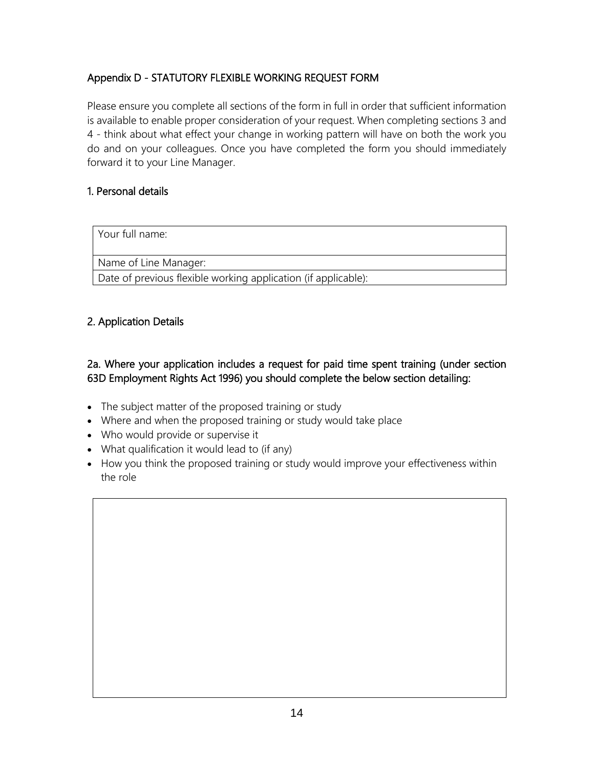## Appendix D - STATUTORY FLEXIBLE WORKING REQUEST FORM

Please ensure you complete all sections of the form in full in order that sufficient information is available to enable proper consideration of your request. When completing sections 3 and 4 - think about what effect your change in working pattern will have on both the work you do and on your colleagues. Once you have completed the form you should immediately forward it to your Line Manager.

### 1. Personal details

| Your full name: |
|---|
| Name of Line Manager: |
| Date of previous flexible working application (if applicable): |

### 2. Application Details

#### 2a. Where your application includes a request for paid time spent training (under section 63D Employment Rights Act 1996) you should complete the below section detailing:

- The subject matter of the proposed training or study
- Where and when the proposed training or study would take place
- Who would provide or supervise it
- What qualification it would lead to (if any)
- How you think the proposed training or study would improve your effectiveness within the role

| |
|---|
| |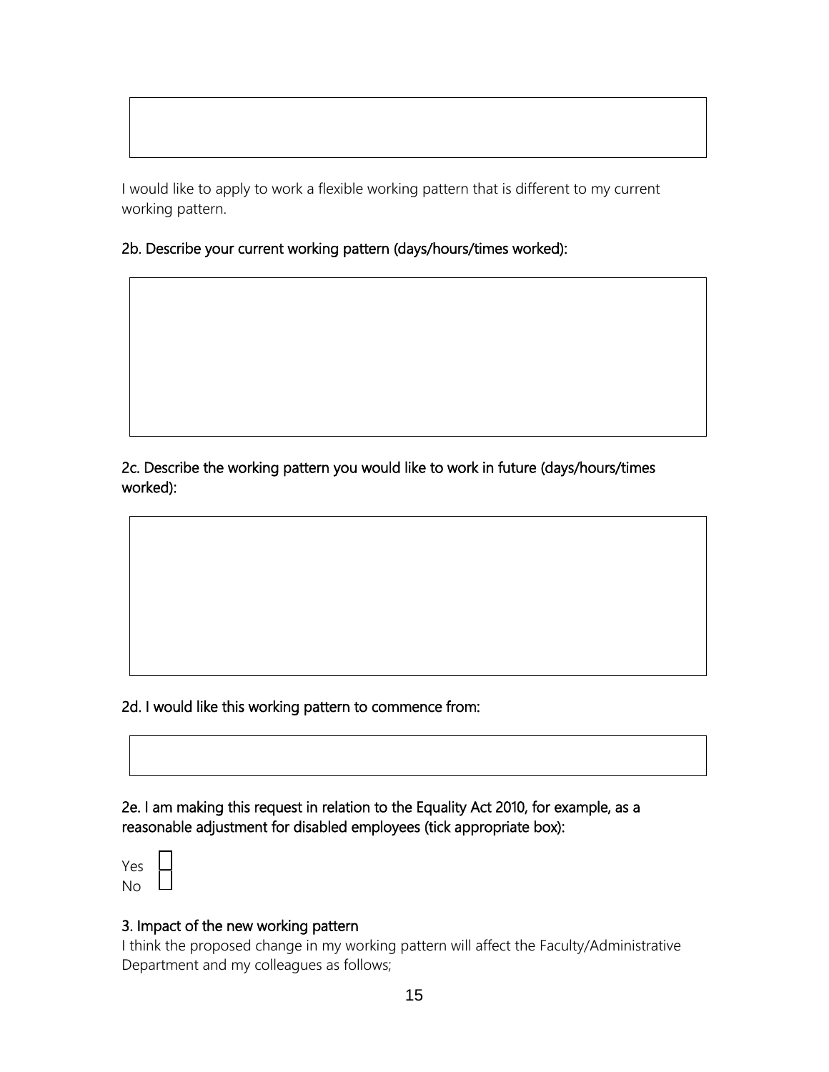I would like to apply to work a flexible working pattern that is different to my current working pattern.

**2b. Describe your current working pattern (days/hours/times worked):**

**2c. Describe the working pattern you would like to work in future (days/hours/times worked):**

**2d. I would like this working pattern to commence from:**

**2e. I am making this request in relation to the Equality Act 2010, for example, as a reasonable adjustment for disabled employees (tick appropriate box):**

Yes ☐
No ☐

**3. Impact of the new working pattern**

I think the proposed change in my working pattern will affect the Faculty/Administrative Department and my colleagues as follows;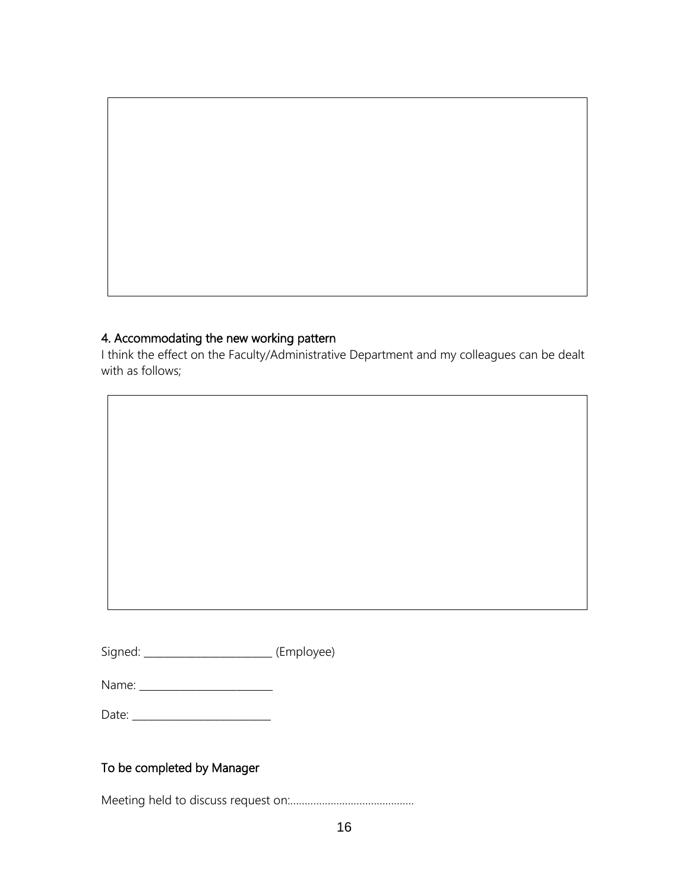### 4. Accommodating the new working pattern

I think the effect on the Faculty/Administrative Department and my colleagues can be dealt with as follows;

Signed: ______________________ (Employee)

Name: ______________________

Date: ______________________

### To be completed by Manager

Meeting held to discuss request on:..........................................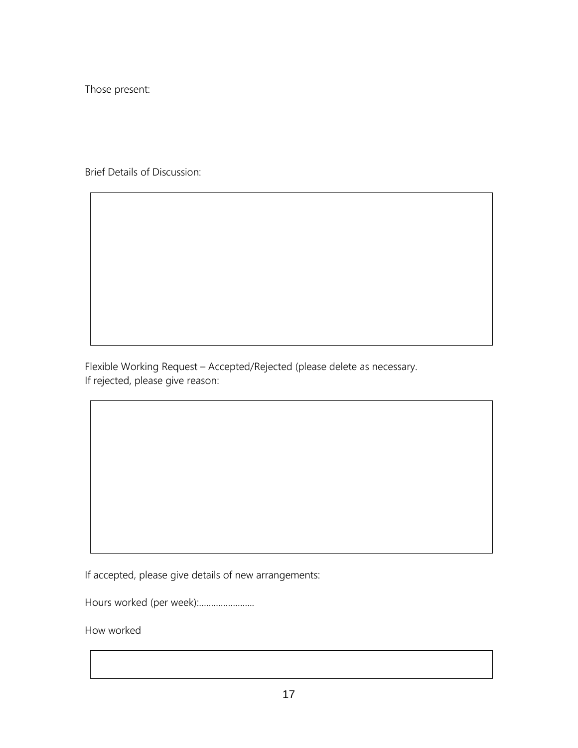Those present:

Brief Details of Discussion:

Flexible Working Request – Accepted/Rejected (please delete as necessary.
If rejected, please give reason:

If accepted, please give details of new arrangements:

Hours worked (per week):......................

How worked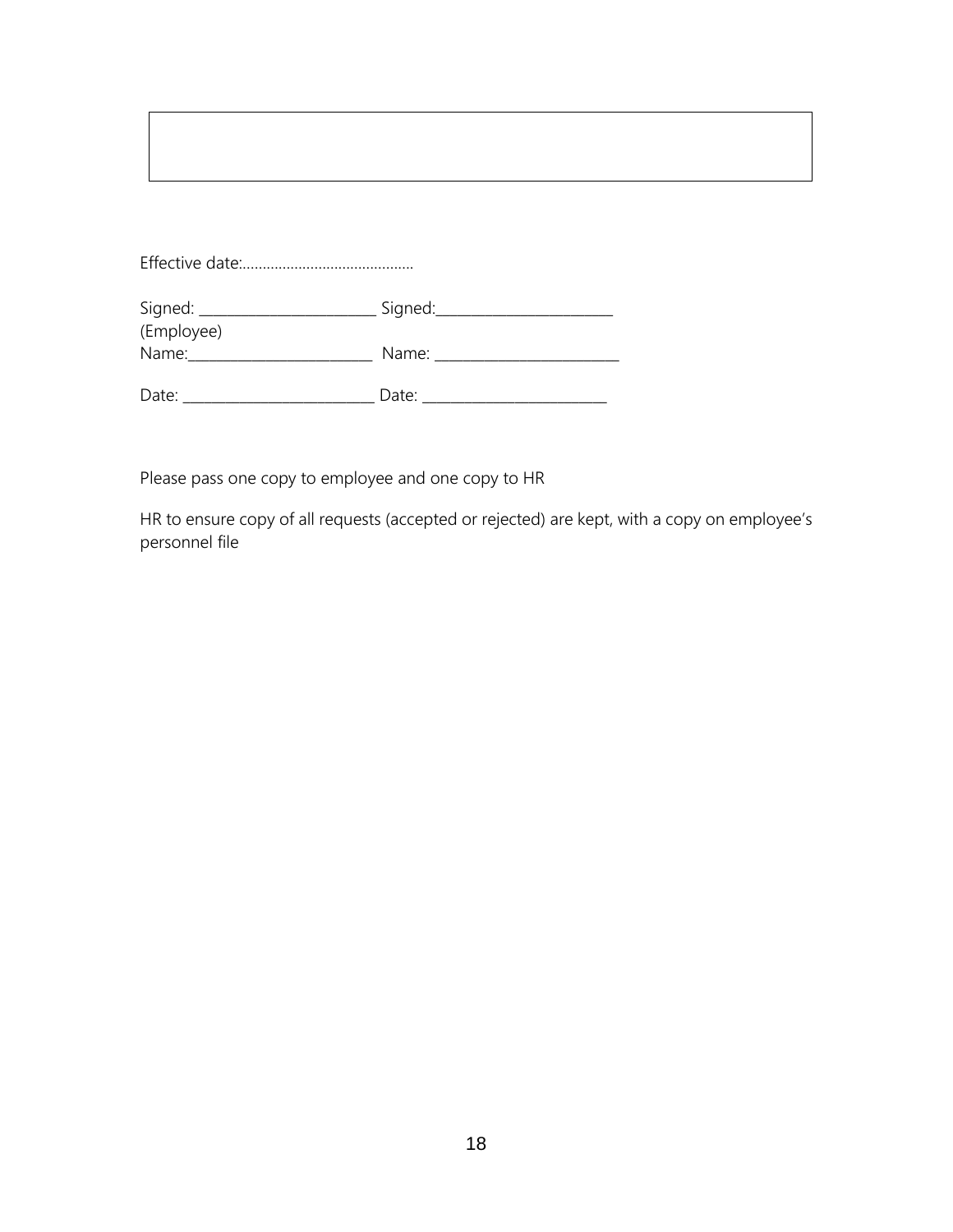Effective date:……………………………………

| | |
|---|---|
| Signed: _______________________ | Signed:_______________________ |
| (Employee) | |
| Name:________________________ | Name: ________________________ |
| Date: _________________________ | Date: ________________________ |

Please pass one copy to employee and one copy to HR

HR to ensure copy of all requests (accepted or rejected) are kept, with a copy on employee's personnel file